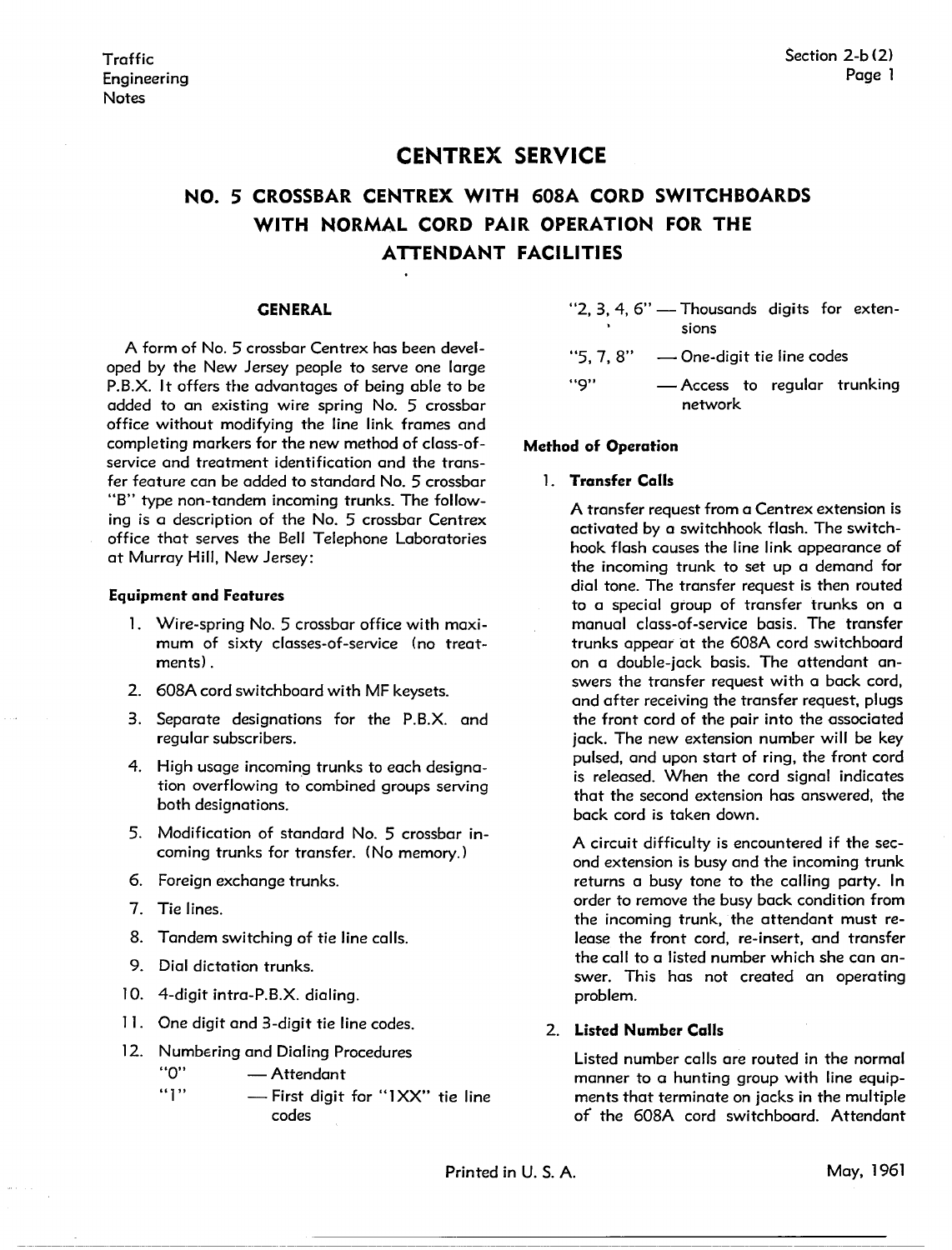# CENTREX SERVICE

## NO. 5 CROSSBAR CENTREX WITH 608A CORD SWITCHBOARDS WITH NORMAL CORD PAIR OPERATION FOR THE ATTENDANT FACILITIES

### GENERAL

A form of No. 5 crossbar Centrex has been developed by the New Jersey people to serve one large P.B.X. It offers the advantages of being able to be added to an existing wire spring No. 5 crossbar office without modifying the line link frames and completing markers for the new method of class-of-service and treatment identification and the transfer feature can be added to standard No. 5 crossbar "B" type non-tandem incoming trunks. The following is a description of the No. 5 crossbar Centrex office that serves the Bell Telephone Laboratories at Murray Hill, New Jersey:

#### Equipment and Features

1. Wire-spring No. 5 crossbar office with maximum of sixty classes-of-service (no treatments).
2. 608A cord switchboard with MF keysets.
3. Separate designations for the P.B.X. and regular subscribers.
4. High usage incoming trunks to each designation overflowing to combined groups serving both designations.
5. Modification of standard No. 5 crossbar incoming trunks for transfer. (No memory.)
6. Foreign exchange trunks.
7. Tie lines.
8. Tandem switching of tie line calls.
9. Dial dictation trunks.
10. 4-digit intra-P.B.X. dialing.
11. One digit and 3-digit tie line codes.
12. Numbering and Dialing Procedures
    - "0" — Attendant
    - "1" — First digit for "1XX" tie line codes
    - "2, 3, 4, 6" — Thousands digits for extensions
    - "5, 7, 8" — One-digit tie line codes
    - "9" — Access to regular trunking network

#### Method of Operation

1. **Transfer Calls**

   A transfer request from a Centrex extension is activated by a switchhook flash. The switchhook flash causes the line link appearance of the incoming trunk to set up a demand for dial tone. The transfer request is then routed to a special group of transfer trunks on a manual class-of-service basis. The transfer trunks appear at the 608A cord switchboard on a double-jack basis. The attendant answers the transfer request with a back cord, and after receiving the transfer request, plugs the front cord of the pair into the associated jack. The new extension number will be key pulsed, and upon start of ring, the front cord is released. When the cord signal indicates that the second extension has answered, the back cord is taken down.

   A circuit difficulty is encountered if the second extension is busy and the incoming trunk returns a busy tone to the calling party. In order to remove the busy back condition from the incoming trunk, the attendant must release the front cord, re-insert, and transfer the call to a listed number which she can answer. This has not created an operating problem.

2. **Listed Number Calls**

   Listed number calls are routed in the normal manner to a hunting group with line equipments that terminate on jacks in the multiple of the 608A cord switchboard. Attendant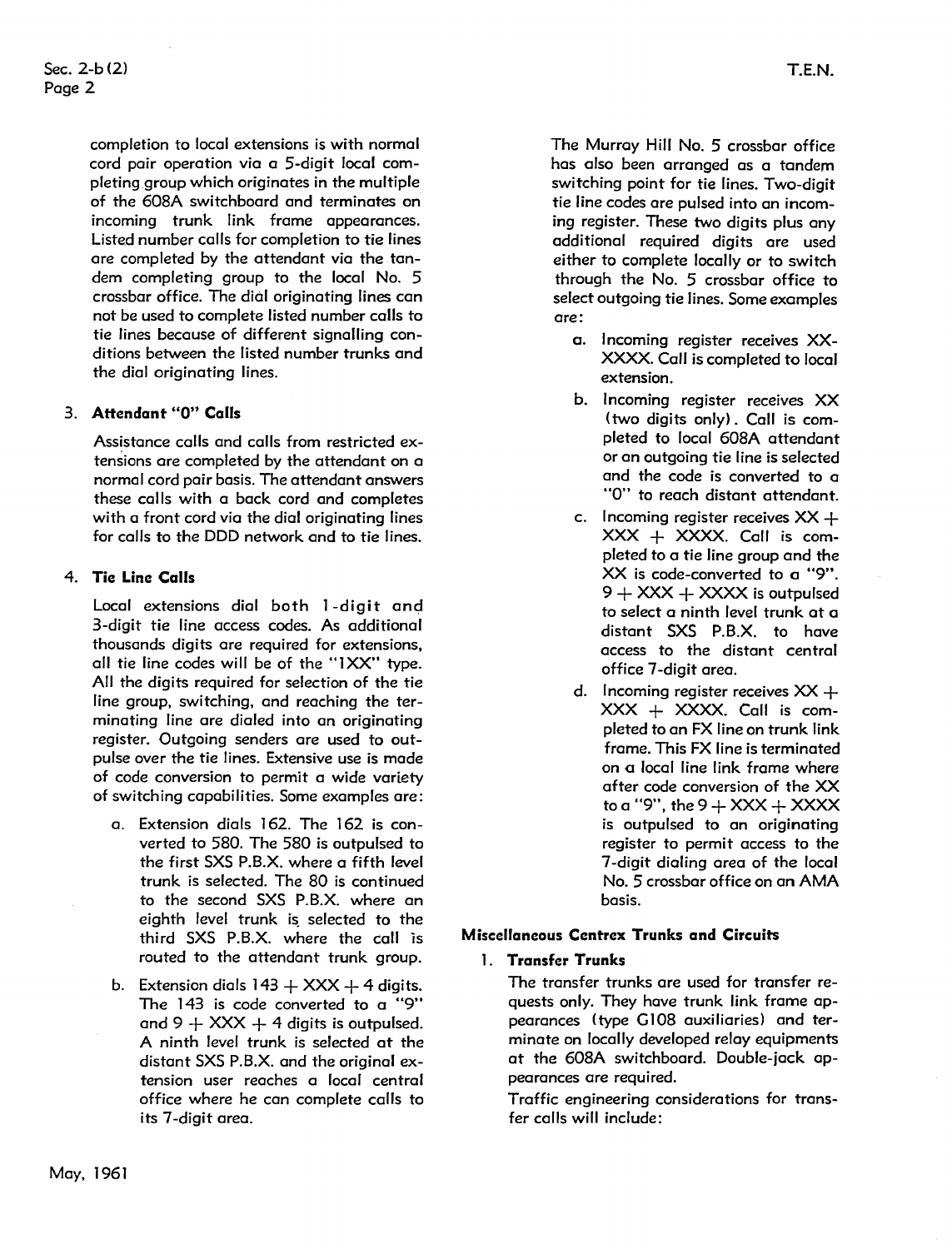completion to local extensions is with normal cord pair operation via a 5-digit local completing group which originates in the multiple of the 608A switchboard and terminates on incoming trunk link frame appearances. Listed number calls for completion to tie lines are completed by the attendant via the tandem completing group to the local No. 5 crossbar office. The dial originating lines can not be used to complete listed number calls to tie lines because of different signalling conditions between the listed number trunks and the dial originating lines.

3. **Attendant "0" Calls**

   Assistance calls and calls from restricted extensions are completed by the attendant on a normal cord pair basis. The attendant answers these calls with a back cord and completes with a front cord via the dial originating lines for calls to the DDD network and to tie lines.

4. **Tie Line Calls**

   Local extensions dial both 1-digit and 3-digit tie line access codes. As additional thousands digits are required for extensions, all tie line codes will be of the "1XX" type. All the digits required for selection of the tie line group, switching, and reaching the terminating line are dialed into an originating register. Outgoing senders are used to outpulse over the tie lines. Extensive use is made of code conversion to permit a wide variety of switching capabilities. Some examples are:

   a. Extension dials 162. The 162 is converted to 580. The 580 is outpulsed to the first SXS P.B.X. where a fifth level trunk is selected. The 80 is continued to the second SXS P.B.X. where an eighth level trunk is selected to the third SXS P.B.X. where the call is routed to the attendant trunk group.

   b. Extension dials 143 + XXX + 4 digits. The 143 is code converted to a "9" and 9 + XXX + 4 digits is outpulsed. A ninth level trunk is selected at the distant SXS P.B.X. and the original extension user reaches a local central office where he can complete calls to its 7-digit area.

The Murray Hill No. 5 crossbar office has also been arranged as a tandem switching point for tie lines. Two-digit tie line codes are pulsed into an incoming register. These two digits plus any additional required digits are used either to complete locally or to switch through the No. 5 crossbar office to select outgoing tie lines. Some examples are:

a. Incoming register receives XX-XXXX. Call is completed to local extension.

b. Incoming register receives XX (two digits only). Call is completed to local 608A attendant or an outgoing tie line is selected and the code is converted to a "0" to reach distant attendant.

c. Incoming register receives XX + XXX + XXXX. Call is completed to a tie line group and the XX is code-converted to a "9". 9 + XXX + XXXX is outpulsed to select a ninth level trunk at a distant SXS P.B.X. to have access to the distant central office 7-digit area.

d. Incoming register receives XX + XXX + XXXX. Call is completed to an FX line on trunk link frame. This FX line is terminated on a local line link frame where after code conversion of the XX to a "9", the 9 + XXX + XXXX is outpulsed to an originating register to permit access to the 7-digit dialing area of the local No. 5 crossbar office on an AMA basis.

## Miscellaneous Centrex Trunks and Circuits

1. **Transfer Trunks**

   The transfer trunks are used for transfer requests only. They have trunk link frame appearances (type G108 auxiliaries) and terminate on locally developed relay equipments at the 608A switchboard. Double-jack appearances are required.

   Traffic engineering considerations for transfer calls will include: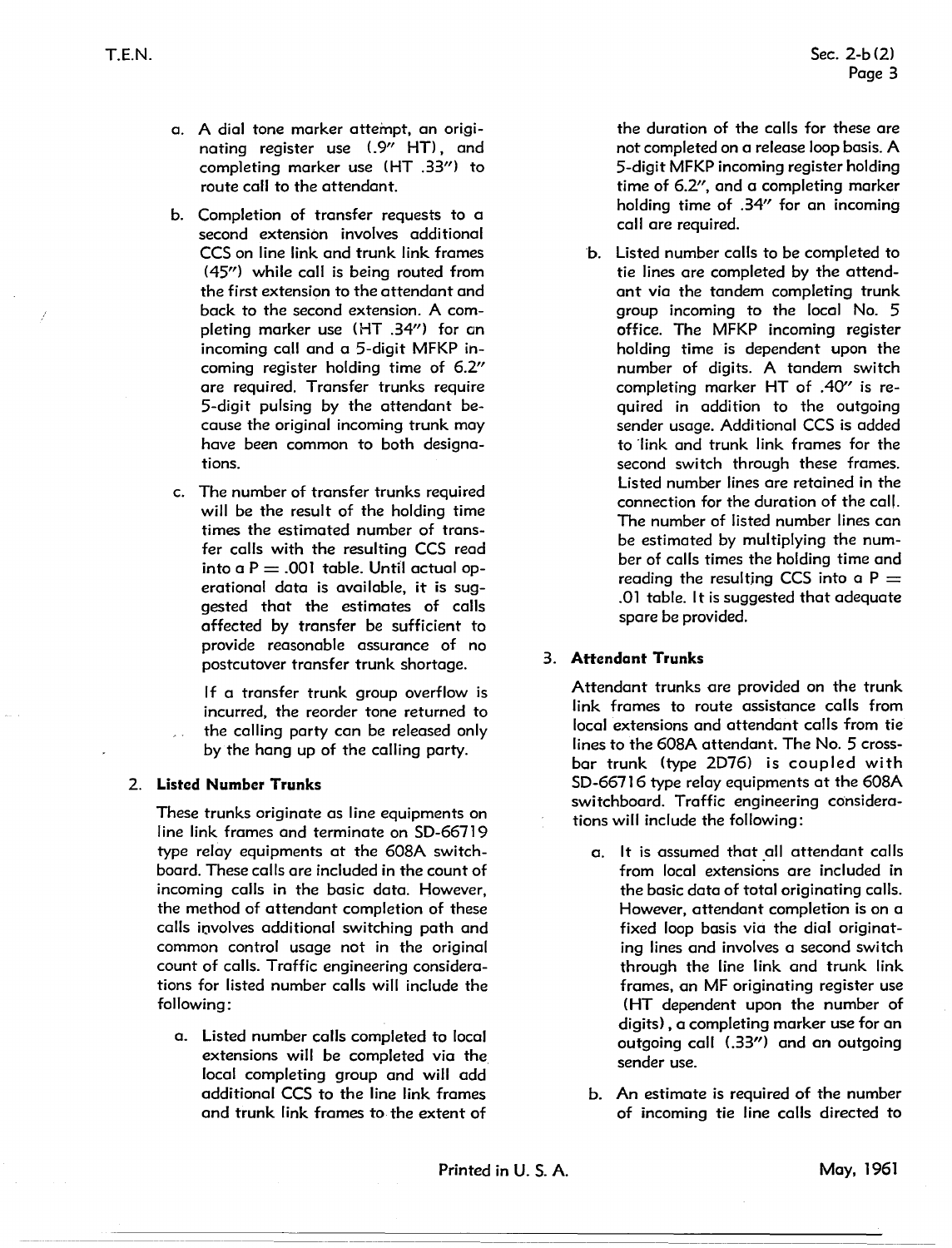a. A dial tone marker attempt, an originating register use (.9″ HT), and completing marker use (HT .33″) to route call to the attendant.

b. Completion of transfer requests to a second extension involves additional CCS on line link and trunk link frames (45″) while call is being routed from the first extension to the attendant and back to the second extension. A completing marker use (HT .34″) for an incoming call and a 5-digit MFKP incoming register holding time of 6.2″ are required. Transfer trunks require 5-digit pulsing by the attendant because the original incoming trunk may have been common to both designations.

c. The number of transfer trunks required will be the result of the holding time times the estimated number of transfer calls with the resulting CCS read into a P = .001 table. Until actual operational data is available, it is suggested that the estimates of calls affected by transfer be sufficient to provide reasonable assurance of no postcutover transfer trunk shortage.

   If a transfer trunk group overflow is incurred, the reorder tone returned to the calling party can be released only by the hang up of the calling party.

2. **Listed Number Trunks**

These trunks originate as line equipments on line link frames and terminate on SD-66719 type relay equipments at the 608A switchboard. These calls are included in the count of incoming calls in the basic data. However, the method of attendant completion of these calls involves additional switching path and common control usage not in the original count of calls. Traffic engineering considerations for listed number calls will include the following:

a. Listed number calls completed to local extensions will be completed via the local completing group and will add additional CCS to the line link frames and trunk link frames to the extent of the duration of the calls for these are not completed on a release loop basis. A 5-digit MFKP incoming register holding time of 6.2″, and a completing marker holding time of .34″ for an incoming call are required.

b. Listed number calls to be completed to tie lines are completed by the attendant via the tandem completing trunk group incoming to the local No. 5 office. The MFKP incoming register holding time is dependent upon the number of digits. A tandem switch completing marker HT of .40″ is required in addition to the outgoing sender usage. Additional CCS is added to link and trunk link frames for the second switch through these frames. Listed number lines are retained in the connection for the duration of the call. The number of listed number lines can be estimated by multiplying the number of calls times the holding time and reading the resulting CCS into a P = .01 table. It is suggested that adequate spare be provided.

3. **Attendant Trunks**

Attendant trunks are provided on the trunk link frames to route assistance calls from local extensions and attendant calls from tie lines to the 608A attendant. The No. 5 crossbar trunk (type 2D76) is coupled with SD-66716 type relay equipments at the 608A switchboard. Traffic engineering considerations will include the following:

a. It is assumed that all attendant calls from local extensions are included in the basic data of total originating calls. However, attendant completion is on a fixed loop basis via the dial originating lines and involves a second switch through the line link and trunk link frames, an MF originating register use (HT dependent upon the number of digits), a completing marker use for an outgoing call (.33″) and an outgoing sender use.

b. An estimate is required of the number of incoming tie line calls directed to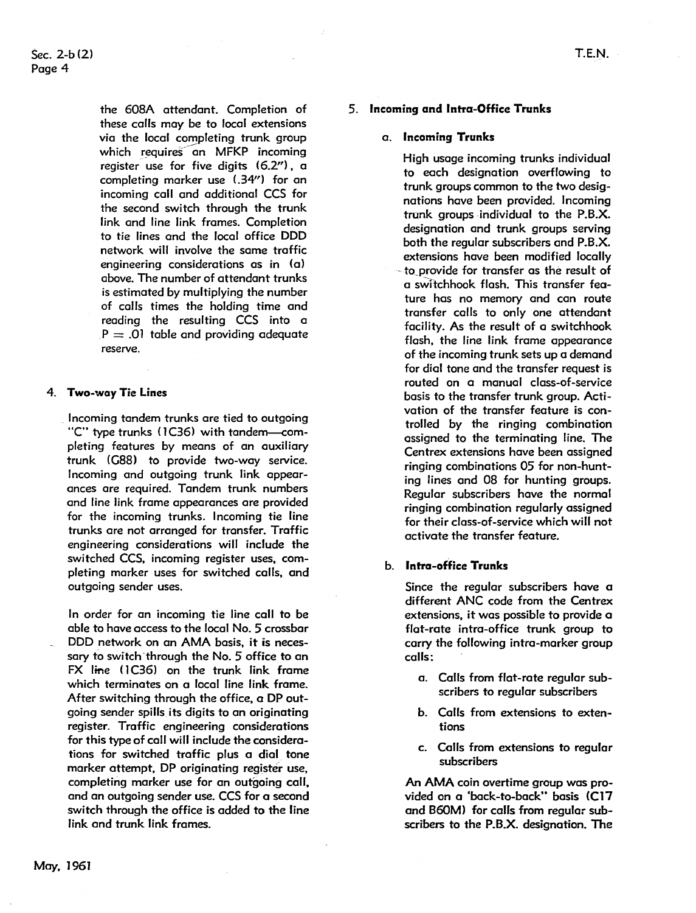the 608A attendant. Completion of these calls may be to local extensions via the local completing trunk group which requires an MFKP incoming register use for five digits (6.2"), a completing marker use (.34") for an incoming call and additional CCS for the second switch through the trunk link and line link frames. Completion to tie lines and the local office DDD network will involve the same traffic engineering considerations as in (a) above. The number of attendant trunks is estimated by multiplying the number of calls times the holding time and reading the resulting CCS into a P = .01 table and providing adequate reserve.

4. **Two-way Tie Lines**

Incoming tandem trunks are tied to outgoing "C" type trunks (1C36) with tandem—completing features by means of an auxiliary trunk (G88) to provide two-way service. Incoming and outgoing trunk link appearances are required. Tandem trunk numbers and line link frame appearances are provided for the incoming trunks. Incoming tie line trunks are not arranged for transfer. Traffic engineering considerations will include the switched CCS, incoming register uses, completing marker uses for switched calls, and outgoing sender uses.

In order for an incoming tie line call to be able to have access to the local No. 5 crossbar DDD network on an AMA basis, it is necessary to switch through the No. 5 office to an FX line (1C36) on the trunk link frame which terminates on a local line link frame. After switching through the office, a DP outgoing sender spills its digits to an originating register. Traffic engineering considerations for this type of call will include the considerations for switched traffic plus a dial tone marker attempt, DP originating register use, completing marker use for an outgoing call, and an outgoing sender use. CCS for a second switch through the office is added to the line link and trunk link frames.

5. **Incoming and Intra-Office Trunks**

a. **Incoming Trunks**

High usage incoming trunks individual to each designation overflowing to trunk groups common to the two designations have been provided. Incoming trunk groups individual to the P.B.X. designation and trunk groups serving both the regular subscribers and P.B.X. extensions have been modified locally to provide for transfer as the result of a switchhook flash. This transfer feature has no memory and can route transfer calls to only one attendant facility. As the result of a switchhook flash, the line link frame appearance of the incoming trunk sets up a demand for dial tone and the transfer request is routed on a manual class-of-service basis to the transfer trunk group. Activation of the transfer feature is controlled by the ringing combination assigned to the terminating line. The Centrex extensions have been assigned ringing combinations 05 for non-hunting lines and 08 for hunting groups. Regular subscribers have the normal ringing combination regularly assigned for their class-of-service which will not activate the transfer feature.

b. **Intra-office Trunks**

Since the regular subscribers have a different ANC code from the Centrex extensions, it was possible to provide a flat-rate intra-office trunk group to carry the following intra-marker group calls:

a. Calls from flat-rate regular subscribers to regular subscribers

b. Calls from extensions to extensions

c. Calls from extensions to regular subscribers

An AMA coin overtime group was provided on a "back-to-back" basis (C17 and B60M) for calls from regular subscribers to the P.B.X. designation. The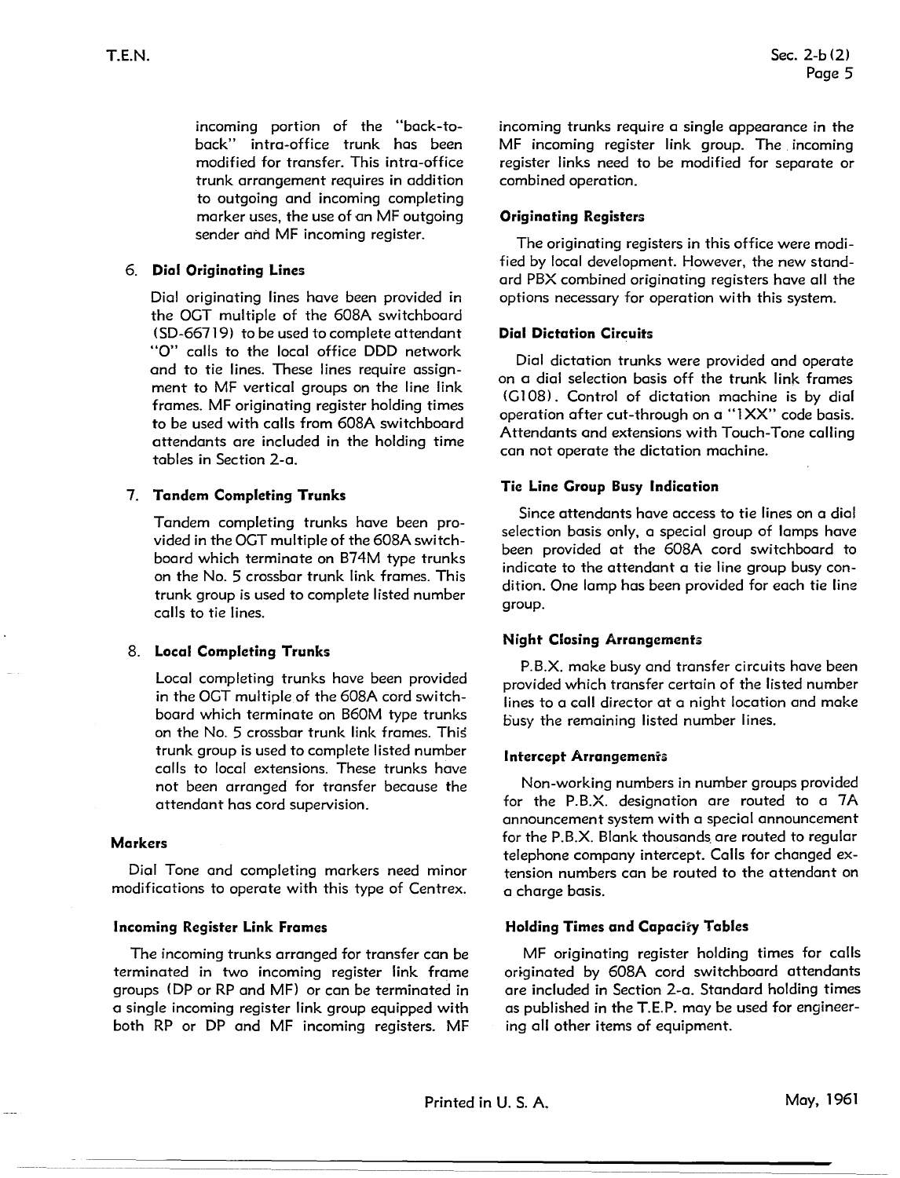incoming portion of the "back-to-back" intra-office trunk has been modified for transfer. This intra-office trunk arrangement requires in addition to outgoing and incoming completing marker uses, the use of an MF outgoing sender and MF incoming register.

6. **Dial Originating Lines**

   Dial originating lines have been provided in the OGT multiple of the 608A switchboard (SD-66719) to be used to complete attendant "O" calls to the local office DDD network and to tie lines. These lines require assignment to MF vertical groups on the line link frames. MF originating register holding times to be used with calls from 608A switchboard attendants are included in the holding time tables in Section 2-a.

7. **Tandem Completing Trunks**

   Tandem completing trunks have been provided in the OGT multiple of the 608A switchboard which terminate on B74M type trunks on the No. 5 crossbar trunk link frames. This trunk group is used to complete listed number calls to tie lines.

8. **Local Completing Trunks**

   Local completing trunks have been provided in the OGT multiple of the 608A cord switchboard which terminate on B60M type trunks on the No. 5 crossbar trunk link frames. This trunk group is used to complete listed number calls to local extensions. These trunks have not been arranged for transfer because the attendant has cord supervision.

### Markers

Dial Tone and completing markers need minor modifications to operate with this type of Centrex.

### Incoming Register Link Frames

The incoming trunks arranged for transfer can be terminated in two incoming register link frame groups (DP or RP and MF) or can be terminated in a single incoming register link group equipped with both RP or DP and MF incoming registers. MF incoming trunks require a single appearance in the MF incoming register link group. The incoming register links need to be modified for separate or combined operation.

### Originating Registers

The originating registers in this office were modified by local development. However, the new standard PBX combined originating registers have all the options necessary for operation with this system.

### Dial Dictation Circuits

Dial dictation trunks were provided and operate on a dial selection basis off the trunk link frames (G108). Control of dictation machine is by dial operation after cut-through on a "1XX" code basis. Attendants and extensions with Touch-Tone calling can not operate the dictation machine.

### Tie Line Group Busy Indication

Since attendants have access to tie lines on a dial selection basis only, a special group of lamps have been provided at the 608A cord switchboard to indicate to the attendant a tie line group busy condition. One lamp has been provided for each tie line group.

### Night Closing Arrangements

P.B.X. make busy and transfer circuits have been provided which transfer certain of the listed number lines to a call director at a night location and make busy the remaining listed number lines.

### Intercept Arrangements

Non-working numbers in number groups provided for the P.B.X. designation are routed to a 7A announcement system with a special announcement for the P.B.X. Blank thousands are routed to regular telephone company intercept. Calls for changed extension numbers can be routed to the attendant on a charge basis.

### Holding Times and Capacity Tables

MF originating register holding times for calls originated by 608A cord switchboard attendants are included in Section 2-a. Standard holding times as published in the T.E.P. may be used for engineering all other items of equipment.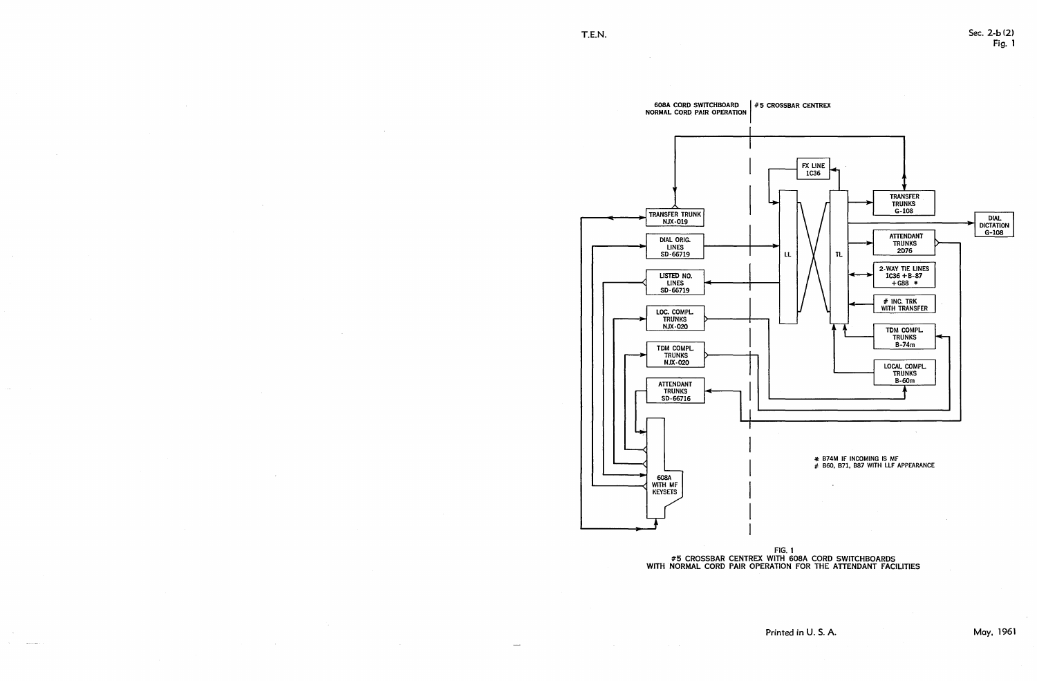608A CORD SWITCHBOARD
NORMAL CORD PAIR OPERATION

#5 CROSSBAR CENTREX

TRANSFER TRUNK
NJX-019

DIAL ORIG. LINES
SD-66719

LISTED NO. LINES
SD-66719

LOC. COMPL. TRUNKS
NJX-020

TDM COMPL. TRUNKS
NJX-020

ATTENDANT TRUNKS
SD-66716

608A
WITH MF
KEYSETS

FX LINE
1C36

LL

TL

TRANSFER TRUNKS
G-108

DIAL DICTATION
G-108

ATTENDANT TRUNKS
2D76

2-WAY TIE LINES
1C36 + B-87
+ G88 *

# INC. TRK
WITH TRANSFER

TDM COMPL. TRUNKS
B-74m

LOCAL COMPL. TRUNKS
B-60m

* B74M IF INCOMING IS MF
# B60, B71, B87 WITH LLF APPEARANCE

FIG. 1
#5 CROSSBAR CENTREX WITH 608A CORD SWITCHBOARDS
WITH NORMAL CORD PAIR OPERATION FOR THE ATTENDANT FACILITIES

Printed in U. S. A.

May, 1961